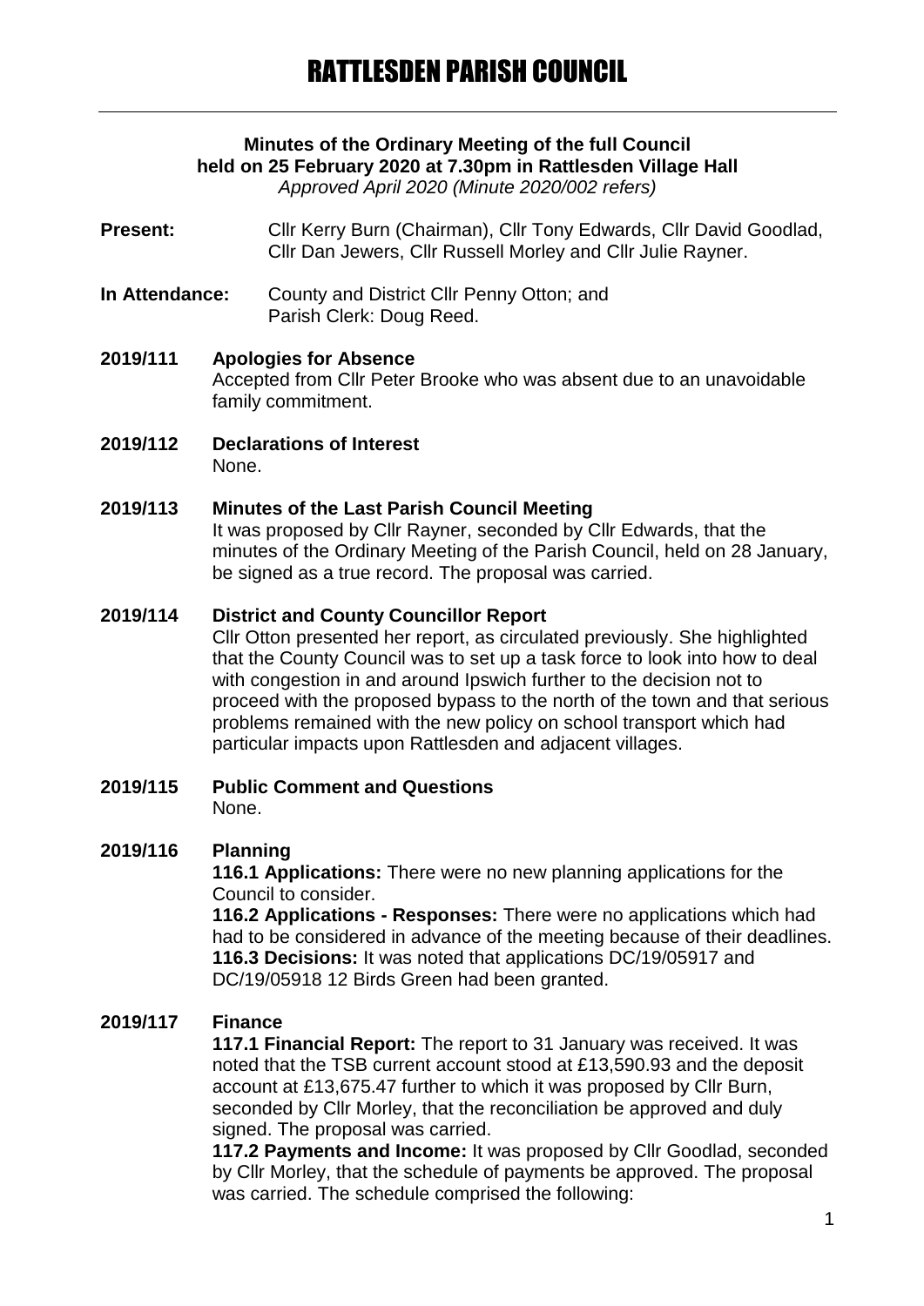# RATTLESDEN PARISH COUNCIL

**Minutes of the Ordinary Meeting of the full Council held on 25 February 2020 at 7.30pm in Rattlesden Village Hall**

*Approved April 2020 (Minute 2020/002 refers)*

**Present:** Cllr Kerry Burn (Chairman), Cllr Tony Edwards, Cllr David Goodlad, Cllr Dan Jewers, Cllr Russell Morley and Cllr Julie Rayner.

**In Attendance:** County and District Cllr Penny Otton; and Parish Clerk: Doug Reed.

**2019/111 Apologies for Absence**

Accepted from Cllr Peter Brooke who was absent due to an unavoidable family commitment.

**2019/112 Declarations of Interest**

None.

**2019/113 Minutes of the Last Parish Council Meeting**

It was proposed by Cllr Rayner, seconded by Cllr Edwards, that the minutes of the Ordinary Meeting of the Parish Council, held on 28 January, be signed as a true record. The proposal was carried.

**2019/114 District and County Councillor Report**

Cllr Otton presented her report, as circulated previously. She highlighted that the County Council was to set up a task force to look into how to deal with congestion in and around Ipswich further to the decision not to proceed with the proposed bypass to the north of the town and that serious problems remained with the new policy on school transport which had particular impacts upon Rattlesden and adjacent villages.

**2019/115 Public Comment and Questions**

None.

**2019/116 Planning**

**116.1 Applications:** There were no new planning applications for the Council to consider.

**116.2 Applications - Responses:** There were no applications which had had to be considered in advance of the meeting because of their deadlines.

**116.3 Decisions:** It was noted that applications DC/19/05917 and DC/19/05918 12 Birds Green had been granted.

**2019/117 Finance**

**117.1 Financial Report:** The report to 31 January was received. It was noted that the TSB current account stood at £13,590.93 and the deposit account at £13,675.47 further to which it was proposed by Cllr Burn, seconded by Cllr Morley, that the reconciliation be approved and duly signed. The proposal was carried.

**117.2 Payments and Income:** It was proposed by Cllr Goodlad, seconded by Cllr Morley, that the schedule of payments be approved. The proposal was carried. The schedule comprised the following: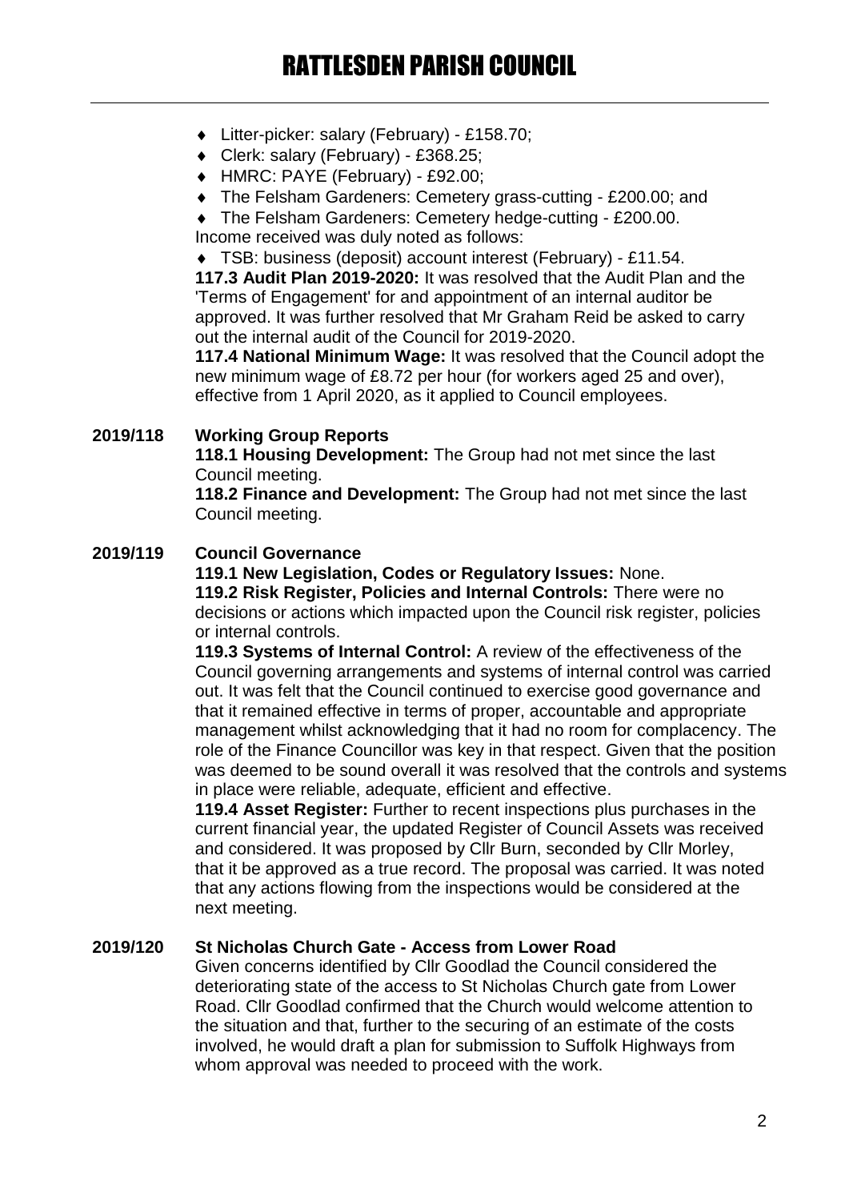- Litter-picker: salary (February) - £158.70;
- Clerk: salary (February) - £368.25;
- HMRC: PAYE (February) - £92.00;
- The Felsham Gardeners: Cemetery grass-cutting - £200.00; and
- The Felsham Gardeners: Cemetery hedge-cutting - £200.00.

Income received was duly noted as follows:

- TSB: business (deposit) account interest (February) - £11.54.

**117.3 Audit Plan 2019-2020:** It was resolved that the Audit Plan and the 'Terms of Engagement' for and appointment of an internal auditor be approved. It was further resolved that Mr Graham Reid be asked to carry out the internal audit of the Council for 2019-2020.

**117.4 National Minimum Wage:** It was resolved that the Council adopt the new minimum wage of £8.72 per hour (for workers aged 25 and over), effective from 1 April 2020, as it applied to Council employees.

**2019/118 Working Group Reports**

**118.1 Housing Development:** The Group had not met since the last Council meeting.

**118.2 Finance and Development:** The Group had not met since the last Council meeting.

**2019/119 Council Governance**

**119.1 New Legislation, Codes or Regulatory Issues:** None.

**119.2 Risk Register, Policies and Internal Controls:** There were no decisions or actions which impacted upon the Council risk register, policies or internal controls.

**119.3 Systems of Internal Control:** A review of the effectiveness of the Council governing arrangements and systems of internal control was carried out. It was felt that the Council continued to exercise good governance and that it remained effective in terms of proper, accountable and appropriate management whilst acknowledging that it had no room for complacency. The role of the Finance Councillor was key in that respect. Given that the position was deemed to be sound overall it was resolved that the controls and systems in place were reliable, adequate, efficient and effective.

**119.4 Asset Register:** Further to recent inspections plus purchases in the current financial year, the updated Register of Council Assets was received and considered. It was proposed by Cllr Burn, seconded by Cllr Morley, that it be approved as a true record. The proposal was carried. It was noted that any actions flowing from the inspections would be considered at the next meeting.

**2019/120 St Nicholas Church Gate - Access from Lower Road**

Given concerns identified by Cllr Goodlad the Council considered the deteriorating state of the access to St Nicholas Church gate from Lower Road. Cllr Goodlad confirmed that the Church would welcome attention to the situation and that, further to the securing of an estimate of the costs involved, he would draft a plan for submission to Suffolk Highways from whom approval was needed to proceed with the work.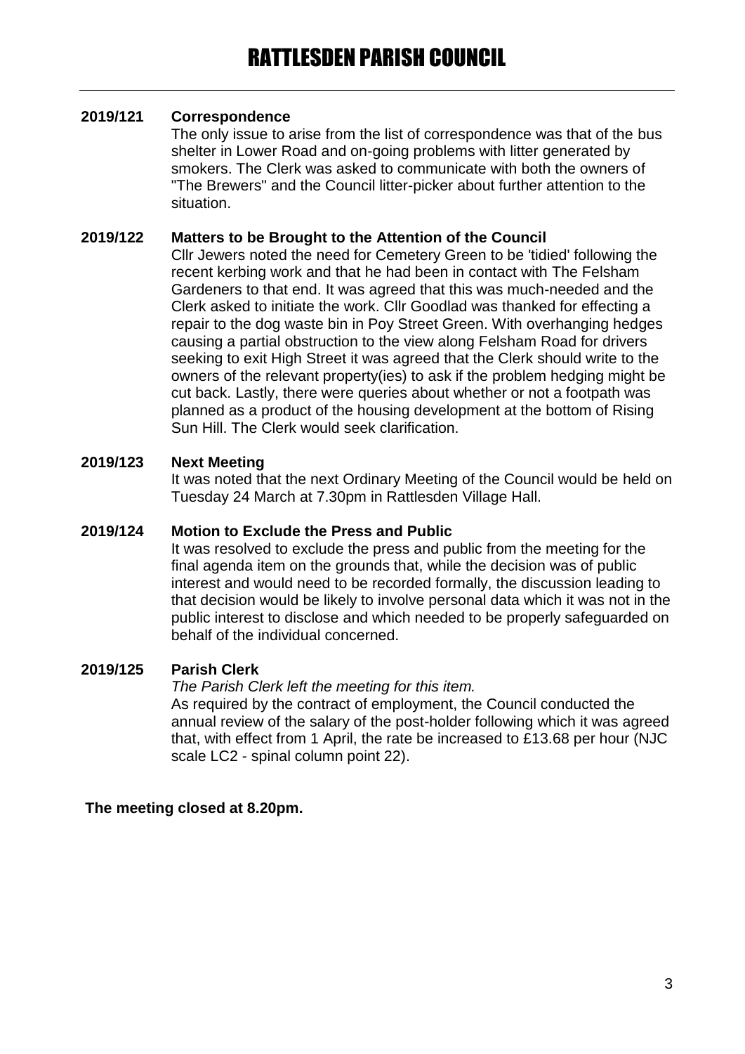**2019/121 Correspondence**

The only issue to arise from the list of correspondence was that of the bus shelter in Lower Road and on-going problems with litter generated by smokers. The Clerk was asked to communicate with both the owners of "The Brewers" and the Council litter-picker about further attention to the situation.

**2019/122 Matters to be Brought to the Attention of the Council**

Cllr Jewers noted the need for Cemetery Green to be 'tidied' following the recent kerbing work and that he had been in contact with The Felsham Gardeners to that end. It was agreed that this was much-needed and the Clerk asked to initiate the work. Cllr Goodlad was thanked for effecting a repair to the dog waste bin in Poy Street Green. With overhanging hedges causing a partial obstruction to the view along Felsham Road for drivers seeking to exit High Street it was agreed that the Clerk should write to the owners of the relevant property(ies) to ask if the problem hedging might be cut back. Lastly, there were queries about whether or not a footpath was planned as a product of the housing development at the bottom of Rising Sun Hill. The Clerk would seek clarification.

**2019/123 Next Meeting**

It was noted that the next Ordinary Meeting of the Council would be held on Tuesday 24 March at 7.30pm in Rattlesden Village Hall.

**2019/124 Motion to Exclude the Press and Public**

It was resolved to exclude the press and public from the meeting for the final agenda item on the grounds that, while the decision was of public interest and would need to be recorded formally, the discussion leading to that decision would be likely to involve personal data which it was not in the public interest to disclose and which needed to be properly safeguarded on behalf of the individual concerned.

**2019/125 Parish Clerk**

*The Parish Clerk left the meeting for this item.*

As required by the contract of employment, the Council conducted the annual review of the salary of the post-holder following which it was agreed that, with effect from 1 April, the rate be increased to £13.68 per hour (NJC scale LC2 - spinal column point 22).

**The meeting closed at 8.20pm.**